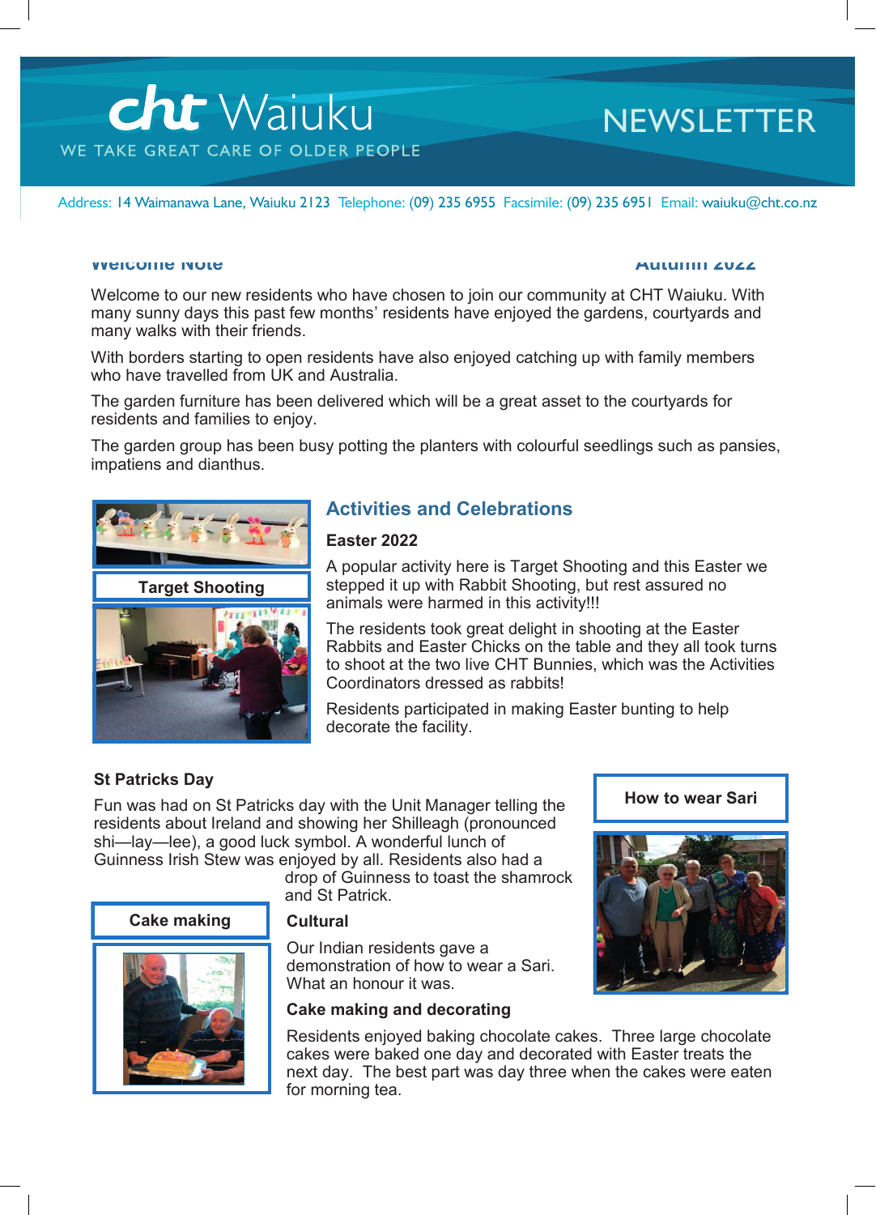# cht Waiuku

WE TAKE GREAT CARE OF OLDER PEOPLE

# NEWSLETTER

Address: 14 Waimanawa Lane, Waiuku 2123 Telephone: (09) 235 6955 Facsimile: (09) 235 6951 Email: waiuku@cht.co.nz

## Welcome Note

Autumn 2022

Welcome to our new residents who have chosen to join our community at CHT Waiuku. With many sunny days this past few months' residents have enjoyed the gardens, courtyards and many walks with their friends.

With borders starting to open residents have also enjoyed catching up with family members who have travelled from UK and Australia.

The garden furniture has been delivered which will be a great asset to the courtyards for residents and families to enjoy.

The garden group has been busy potting the planters with colourful seedlings such as pansies, impatiens and dianthus.

## Activities and Celebrations

Target Shooting

### Easter 2022

A popular activity here is Target Shooting and this Easter we stepped it up with Rabbit Shooting, but rest assured no animals were harmed in this activity!!!

The residents took great delight in shooting at the Easter Rabbits and Easter Chicks on the table and they all took turns to shoot at the two live CHT Bunnies, which was the Activities Coordinators dressed as rabbits!

Residents participated in making Easter bunting to help decorate the facility.

### St Patricks Day

Fun was had on St Patricks day with the Unit Manager telling the residents about Ireland and showing her Shilleagh (pronounced shi—lay—lee), a good luck symbol. A wonderful lunch of Guinness Irish Stew was enjoyed by all. Residents also had a drop of Guinness to toast the shamrock and St Patrick.

How to wear Sari

### Cultural

Our Indian residents gave a demonstration of how to wear a Sari. What an honour it was.

Cake making

### Cake making and decorating

Residents enjoyed baking chocolate cakes. Three large chocolate cakes were baked one day and decorated with Easter treats the next day. The best part was day three when the cakes were eaten for morning tea.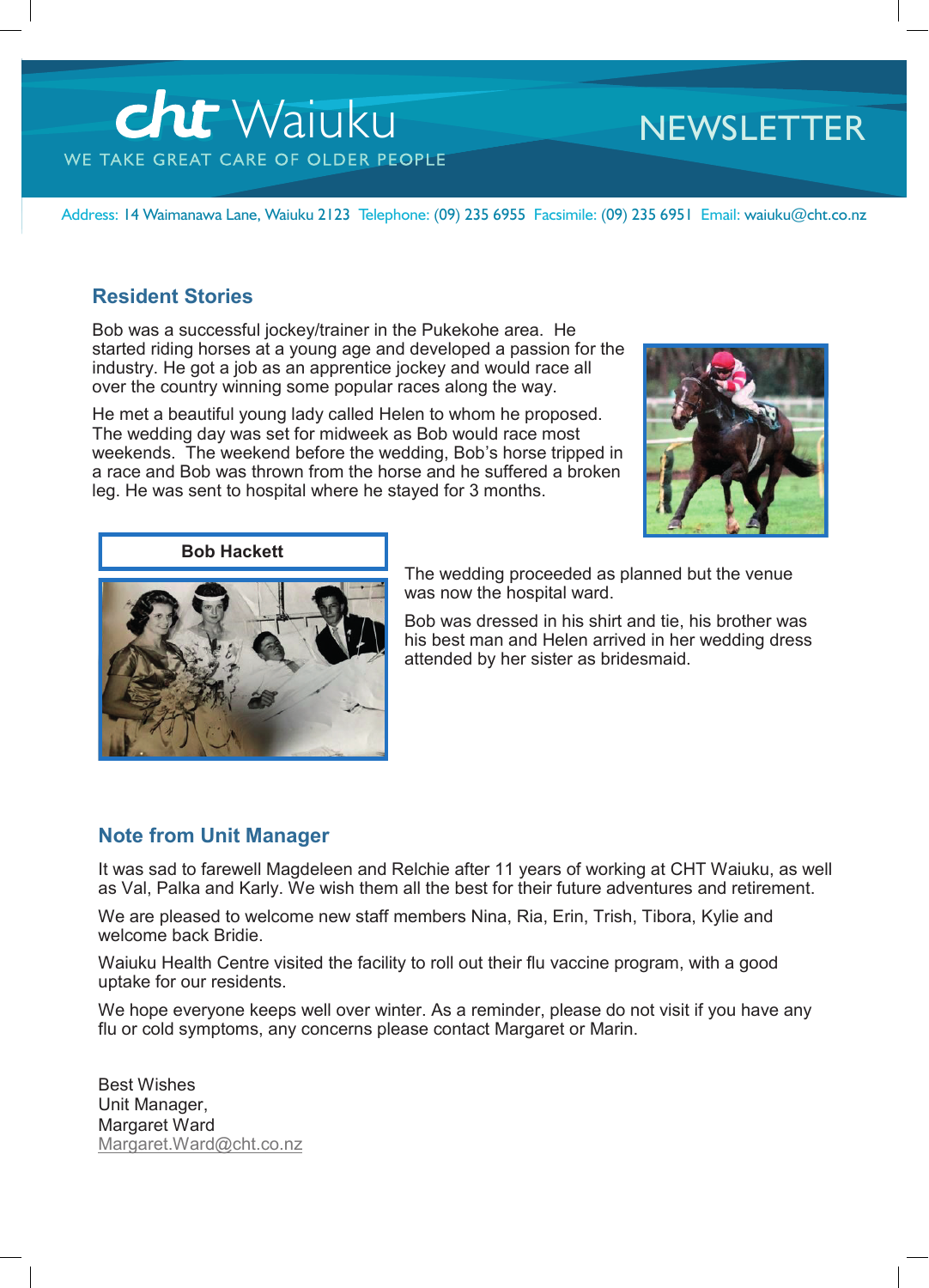# cht Waiuku

WE TAKE GREAT CARE OF OLDER PEOPLE

NEWSLETTER

Address: 14 Waimanawa Lane, Waiuku 2123 Telephone: (09) 235 6955 Facsimile: (09) 235 6951 Email: waiuku@cht.co.nz

## Resident Stories

Bob was a successful jockey/trainer in the Pukekohe area. He started riding horses at a young age and developed a passion for the industry. He got a job as an apprentice jockey and would race all over the country winning some popular races along the way.

He met a beautiful young lady called Helen to whom he proposed. The wedding day was set for midweek as Bob would race most weekends. The weekend before the wedding, Bob's horse tripped in a race and Bob was thrown from the horse and he suffered a broken leg. He was sent to hospital where he stayed for 3 months.

**Bob Hackett**

The wedding proceeded as planned but the venue was now the hospital ward.

Bob was dressed in his shirt and tie, his brother was his best man and Helen arrived in her wedding dress attended by her sister as bridesmaid.

## Note from Unit Manager

It was sad to farewell Magdeleen and Relchie after 11 years of working at CHT Waiuku, as well as Val, Palka and Karly. We wish them all the best for their future adventures and retirement.

We are pleased to welcome new staff members Nina, Ria, Erin, Trish, Tibora, Kylie and welcome back Bridie.

Waiuku Health Centre visited the facility to roll out their flu vaccine program, with a good uptake for our residents.

We hope everyone keeps well over winter. As a reminder, please do not visit if you have any flu or cold symptoms, any concerns please contact Margaret or Marin.

Best Wishes  
Unit Manager,  
Margaret Ward  
Margaret.Ward@cht.co.nz